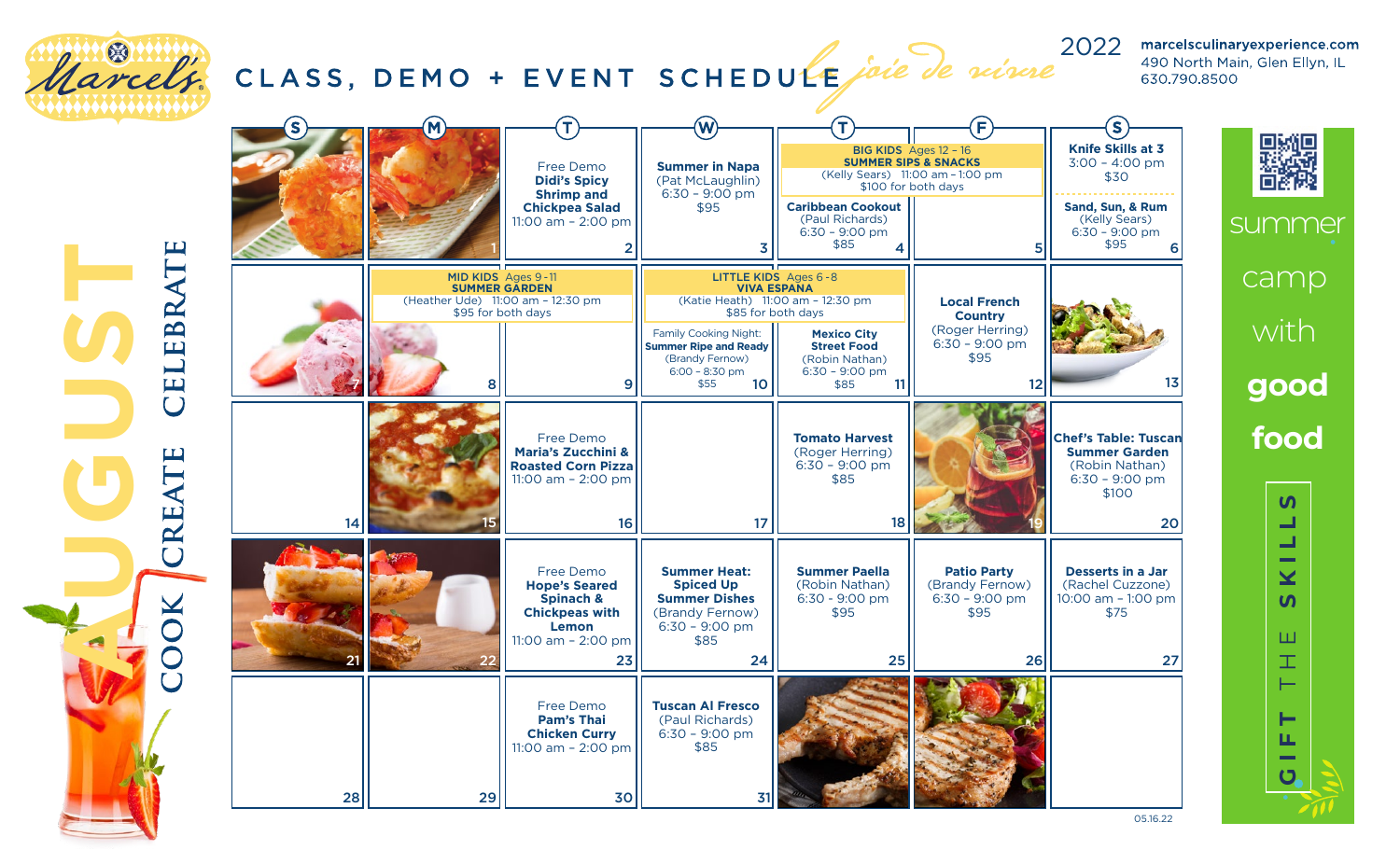# Marcel's CLASS, DEMO + EVENT SCHEDULE

*le joie de vivre*

2022

marcelsculinaryexperience.com
490 North Main, Glen Ellyn, IL
630.790.8500

## AUGUST

COOK CREATE CELEBRATE

| S | M | T | W | T | F | S |
|---|---|---|---|---|---|---|
| | 1 | 2 Free Demo **Didi's Spicy Shrimp and Chickpea Salad** 11:00 am – 2:00 pm | 3 **Summer in Napa** (Pat McLaughlin) 6:30 – 9:00 pm $95 | 4 **BIG KIDS** Ages 12 – 16 **SUMMER SIPS & SNACKS** (Kelly Sears) 11:00 am – 1:00 pm $100 for both days; **Caribbean Cookout** (Paul Richards) 6:30 – 9:00 pm $85 | 5 (BIG KIDS SUMMER SIPS & SNACKS continued) | 6 **Knife Skills at 3** 3:00 – 4:00 pm $30; **Sand, Sun, & Rum** (Kelly Sears) 6:30 – 9:00 pm $95 |
| 7 | 8 **MID KIDS** Ages 9 – 11 **SUMMER GARDEN** (Heather Ude) 11:00 am – 12:30 pm $95 for both days | 9 (MID KIDS SUMMER GARDEN continued) | 10 **LITTLE KIDS** Ages 6 – 8 **VIVA ESPANA** (Katie Heath) 11:00 am – 12:30 pm $85 for both days; Family Cooking Night: **Summer Ripe and Ready** (Brandy Fernow) 6:00 – 8:30 pm $55 | 11 (LITTLE KIDS VIVA ESPANA continued); **Mexico City Street Food** (Robin Nathan) 6:30 – 9:00 pm $85 | 12 **Local French Country** (Roger Herring) 6:30 – 9:00 pm $95 | 13 |
| 14 | 15 | 16 Free Demo **Maria's Zucchini & Roasted Corn Pizza** 11:00 am – 2:00 pm | 17 | 18 **Tomato Harvest** (Roger Herring) 6:30 – 9:00 pm $85 | 19 | 20 **Chef's Table: Tuscan Summer Garden** (Robin Nathan) 6:30 – 9:00 pm $100 |
| 21 | 22 | 23 Free Demo **Hope's Seared Spinach & Chickpeas with Lemon** 11:00 am – 2:00 pm | 24 **Summer Heat: Spiced Up Summer Dishes** (Brandy Fernow) 6:30 – 9:00 pm $85 | 25 **Summer Paella** (Robin Nathan) 6:30 - 9:00 pm $95 | 26 **Patio Party** (Brandy Fernow) 6:30 – 9:00 pm $95 | 27 **Desserts in a Jar** (Rachel Cuzzone) 10:00 am – 1:00 pm $75 |
| 28 | 29 | 30 Free Demo **Pam's Thai Chicken Curry** 11:00 am – 2:00 pm | 31 **Tuscan Al Fresco** (Paul Richards) 6:30 – 9:00 pm $85 | | | |

summer camp with **good food**

GIFT THE SKILLS

05.16.22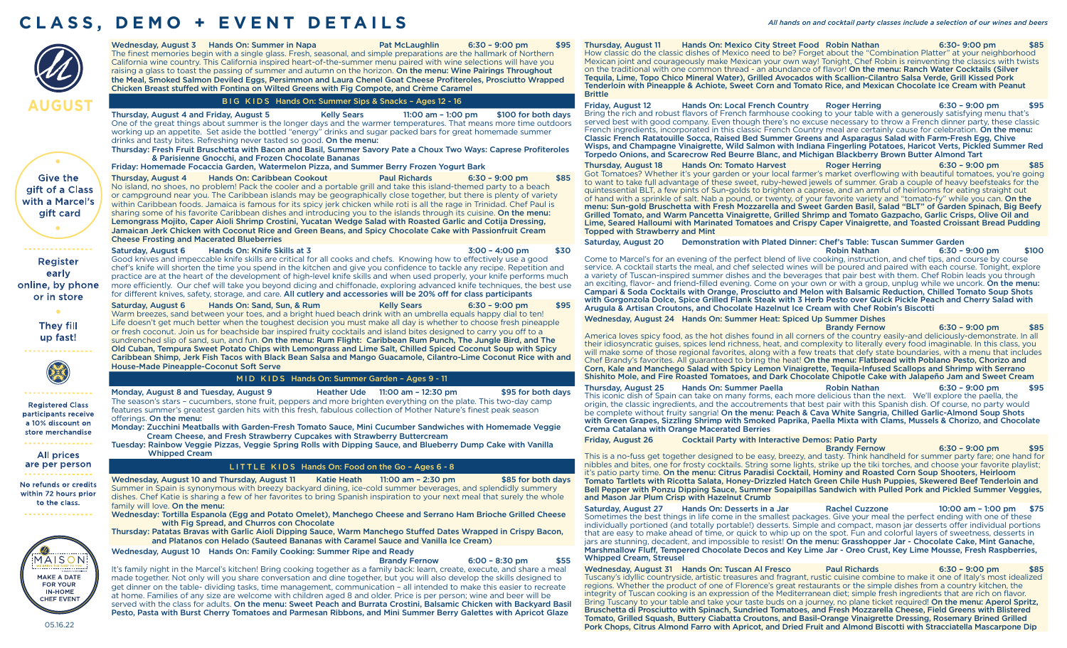# CLASS, DEMO + EVENT DETAILS

*All hands on and cocktail party classes include a selection of our wines and beers*

**AUGUST**

Give the gift of a Class with a Marcel's gift card

Register early online, by phone or in store

They fill up fast!

Registered Class participants receive a 10% discount on store merchandise

All prices are per person

No refunds or credits within 72 hours prior to the class.

MAKE A DATE FOR YOUR IN-HOME CHEF EVENT

05.16.22

**Wednesday, August 3 — Hands On: Summer in Napa — Pat McLaughlin — 6:30 – 9:00 pm — $95**
The finest memories begin with a single glass. Fresh, seasonal, and simple preparations are the hallmark of Northern California wine country. This California inspired heart-of-the-summer menu paired with wine selections will have you raising a glass to toast the passing of summer and autumn on the horizon. **On the menu: Wine Pairings Throughout the Meal, Smoked Salmon Deviled Eggs, Persimmon and Laura Chenel Goat Cheese Profiteroles, Prosciutto Wrapped Chicken Breast stuffed with Fontina on Wilted Greens with Fig Compote, and Crème Caramel**

## BIG KIDS Hands On: Summer Sips & Snacks – Ages 12 - 16

**Thursday, August 4 and Friday, August 5 — Kelly Sears — 11:00 am – 1:00 pm — $100 for both days**
One of the great things about summer is the longer days and the warmer temperatures. That means more time outdoors working up an appetite. Set aside the bottled "energy" drinks and sugar packed bars for great homemade summer drinks and tasty bites. Refreshing never tasted so good. **On the menu:**
**Thursday: Fresh Fruit Bruschetta with Bacon and Basil, Summer Savory Pate a Choux Two Ways: Caprese Profiteroles & Parisienne Gnocchi, and Frozen Chocolate Bananas**
**Friday: Homemade Focaccia Garden, Watermelon Pizza, and Summer Berry Frozen Yogurt Bark**

**Thursday, August 4 — Hands On: Caribbean Cookout — Paul Richards — 6:30 – 9:00 pm — $85**
No island, no shoes, no problem! Pack the cooler and a portable grill and take this island-themed party to a beach or campground near you. The Caribbean islands may be geographically close together, but there is plenty of variety within Caribbean foods. Jamaica is famous for its spicy jerk chicken while roti is all the rage in Trinidad. Chef Paul is sharing some of his favorite Caribbean dishes and introducing you to the islands through its cuisine. **On the menu: Lemongrass Mojito, Caper Aioli Shrimp Crostini, Yucatan Wedge Salad with Roasted Garlic and Cotija Dressing, Jamaican Jerk Chicken with Coconut Rice and Green Beans, and Spicy Chocolate Cake with Passionfruit Cream Cheese Frosting and Macerated Blueberries**

**Saturday, August 6 — Hands On: Knife Skills at 3 — 3:00 – 4:00 pm — $30**
Good knives and impeccable knife skills are critical for all cooks and chefs. Knowing how to effectively use a good chef's knife will shorten the time you spend in the kitchen and give you confidence to tackle any recipe. Repetition and practice are at the heart of the development of high-level knife skills and when used properly, your knife performs much more efficiently. Our chef will take you beyond dicing and chiffonade, exploring advanced knife techniques, the best use for different knives, safety, storage, and care. **All cutlery and accessories will be 20% off for class participants**

**Saturday, August 6 — Hands On: Sand, Sun, & Rum — Kelly Sears — 6:30 – 9:00 pm — $95**
Warm breezes, sand between your toes, and a bright hued beach drink with an umbrella equals happy dial to ten! Life doesn't get much better when the toughest decision you must make all day is whether to choose fresh pineapple or fresh coconut. Join us for beachside bar inspired fruity cocktails and island bites designed to carry you off to a sundrenched slip of sand, sun, and fun. **On the menu: Rum Flight: Caribbean Rum Punch, The Jungle Bird, and The Old Cuban, Tempura Sweet Potato Chips with Lemongrass and Lime Salt, Chilled Spiced Coconut Soup with Spicy Caribbean Shrimp, Jerk Fish Tacos with Black Bean Salsa and Mango Guacamole, Cilantro-Lime Coconut Rice with and House-Made Pineapple-Coconut Soft Serve**

## MID KIDS Hands On: Summer Garden – Ages 9 - 11

**Monday, August 8 and Tuesday, August 9 — Heather Ude — 11:00 am – 12:30 pm — $95 for both days**
The season's stars – cucumbers, stone fruit, peppers and more brighten everything on the plate. This two-day camp features summer's greatest garden hits with this fresh, fabulous collection of Mother Nature's finest peak season offerings. **On the menu:**
**Monday: Zucchini Meatballs with Garden-Fresh Tomato Sauce, Mini Cucumber Sandwiches with Homemade Veggie Cream Cheese, and Fresh Strawberry Cupcakes with Strawberry Buttercream**
**Tuesday: Rainbow Veggie Pizzas, Veggie Spring Rolls with Dipping Sauce, and Blueberry Dump Cake with Vanilla Whipped Cream**

## LITTLE KIDS Hands On: Food on the Go – Ages 6 - 8

**Wednesday, August 10 and Thursday, August 11 — Katie Heath — 11:00 am – 2:30 pm — $85 for both days**
Summer in Spain is synonymous with breezy backyard dining, ice-cold summer beverages, and splendidly summery dishes. Chef Katie is sharing a few of her favorites to bring Spanish inspiration to your next meal that surely the whole family will love. **On the menu:**
**Wednesday: Tortilla Espanola (Egg and Potato Omelet), Manchego Cheese and Serrano Ham Brioche Grilled Cheese with Fig Spread, and Churros con Chocolate**
**Thursday: Patatas Bravas with Garlic Aioli Dipping Sauce, Warm Manchego Stuffed Dates Wrapped in Crispy Bacon, and Platanos con Helado (Sauteed Bananas with Caramel Sauce and Vanilla Ice Cream)**

**Wednesday, August 10 — Hands On: Family Cooking: Summer Ripe and Ready — Brandy Fernow — 6:00 – 8:30 pm — $55**
It's family night in the Marcel's kitchen! Bring cooking together as a family back: learn, create, execute, and share a meal made together. Not only will you share conversation and dine together, but you will also develop the skills designed to get dinner on the table- dividing tasks, time management, communication – all intended to make this easier to recreate at home. Families of any size are welcome with children aged 8 and older. Price is per person; wine and beer will be served with the class for adults. **On the menu: Sweet Peach and Burrata Crostini, Balsamic Chicken with Backyard Basil Pesto, Pasta with Burst Cherry Tomatoes and Parmesan Ribbons, and Mini Summer Berry Galettes with Apricot Glaze**

**Thursday, August 11 — Hands On: Mexico City Street Food — Robin Nathan — 6:30- 9:00 pm — $85**
How classic do the classic dishes of Mexico need to be? Forget about the "Combination Platter" at your neighborhood Mexican joint and courageously make Mexican your own way! Tonight, Chef Robin is reinventing the classics with twists on the traditional with one common thread - an abundance of flavor! **On the menu: Ranch Water Cocktails (Silver Tequila, Lime, Topo Chico Mineral Water), Grilled Avocados with Scallion-Cilantro Salsa Verde, Grill Kissed Pork Tenderloin with Pineapple & Achiote, Sweet Corn and Tomato Rice, and Mexican Chocolate Ice Cream with Peanut Brittle**

**Friday, August 12 — Hands On: Local French Country — Roger Herring — 6:30 – 9:00 pm — $95**
Bring the rich and robust flavors of French farmhouse cooking to your table with a generously satisfying menu that's served best with good company. Even though there's no excuse necessary to throw a French dinner party, these classic French ingredients, incorporated in this classic French Country meal are certainly cause for celebration. **On the menu: Classic French Ratatouille Socca, Raised Bed Summer Greens and Asparagus Salad with Farm-Fresh Egg, Chive Wisps, and Champagne Vinaigrette, Wild Salmon with Indiana Fingerling Potatoes, Haricot Verts, Pickled Summer Red Torpedo Onions, and Scarecrow Red Beurre Blanc, and Michigan Blackberry Brown Butter Almond Tart**

**Thursday, August 18 — Hands On: Tomato Harvest — Roger Herring — 6:30 – 9:00 pm — $85**
Got Tomatoes? Whether it's your garden or your local farmer's market overflowing with beautiful tomatoes, you're going to want to take full advantage of these sweet, ruby-hewed jewels of summer. Grab a couple of heavy beefsteaks for the quintessential BLT, a few pints of Sun-golds to brighten a caprese, and an armful of heirlooms for eating straight out of hand with a sprinkle of salt. Nab a pound, or twenty, of your favorite variety and "tomato-fy" while you can. **On the menu: Sun-gold Bruschetta with Fresh Mozzarella and Sweet Garden Basil, Salad "BLT" of Garden Spinach, Big Beefy Grilled Tomato, and Warm Pancetta Vinaigrette, Grilled Shrimp and Tomato Gazpacho, Garlic Crisps, Olive Oil and Lime, Seared Halloumi with Marinated Tomatoes and Crispy Caper Vinaigrette, and Toasted Croissant Bread Pudding Topped with Strawberry and Mint**

**Saturday, August 20 — Demonstration with Plated Dinner: Chef's Table: Tuscan Summer Garden — Robin Nathan — 6:30 – 9:00 pm — $100**
Come to Marcel's for an evening of the perfect blend of live cooking, instruction, and chef tips, and course by course service. A cocktail starts the meal, and chef selected wines will be poured and paired with each course. Tonight, explore a variety of Tuscan-inspired summer dishes and the beverages that pair best with them. Chef Robin leads you through an exciting, flavor- and friend-filled evening. Come on your own or with a group, unplug while we uncork. **On the menu: Campari & Soda Cocktails with Orange, Prosciutto and Melon with Balsamic Reduction, Chilled Tomato Soup Shots with Gorgonzola Dolce, Spice Grilled Flank Steak with 3 Herb Pesto over Quick Pickle Peach and Cherry Salad with Arugula & Artisan Croutons, and Chocolate Hazelnut Ice Cream with Chef Robin's Biscotti**

**Wednesday, August 24 — Hands On: Summer Heat: Spiced Up Summer Dishes — Brandy Fernow — 6:30 – 9:00 pm — $85**
America loves spicy food, as the hot dishes found in all corners of the country easily-and deliciously-demonstrate. In all their idiosyncratic guises, spices lend richness, heat, and complexity to literally every food imaginable. In this class, you will make some of those regional favorites, along with a few treats that defy state boundaries, with a menu that includes Chef Brandy's favorites. All guaranteed to bring the heat! **On the menu: Flatbread with Poblano Pesto, Chorizo and Corn, Kale and Manchego Salad with Spicy Lemon Vinaigrette, Tequila-Infused Scallops and Shrimp with Serrano Shishito Mole, and Fire Roasted Tomatoes, and Dark Chocolate Chipotle Cake with Jalapeño Jam and Sweet Cream**

**Thursday, August 25 — Hands On: Summer Paella — Robin Nathan — 6:30 – 9:00 pm — $95**
This iconic dish of Spain can take on many forms, each more delicious than the next. We'll explore the paella, the origin, the classic ingredients, and the accoutrements that best pair with this Spanish dish. Of course, no party would be complete without fruity sangria! **On the menu: Peach & Cava White Sangria, Chilled Garlic-Almond Soup Shots with Green Grapes, Sizzling Shrimp with Smoked Paprika, Paella Mixta with Clams, Mussels & Chorizo, and Chocolate Crema Catalana with Orange Macerated Berries**

**Friday, August 26 — Cocktail Party with Interactive Demos: Patio Party — Brandy Fernow — 6:30 – 9:00 pm — $95**
This is a no-fuss get together designed to be easy, breezy, and tasty. Think handheld for summer party fare; one hand for nibbles and bites, one for frosty cocktails. String some lights, strike up the tiki torches, and choose your favorite playlist; it's patio party time. **On the menu: Citrus Paradisi Cocktail, Hominy and Roasted Corn Soup Shooters, Heirloom Tomato Tartlets with Ricotta Salata, Honey-Drizzled Hatch Green Chile Hush Puppies, Skewered Beef Tenderloin and Bell Pepper with Ponzu Dipping Sauce, Summer Sopaipillas Sandwich with Pulled Pork and Pickled Summer Veggies, and Mason Jar Plum Crisp with Hazelnut Crumb**

**Saturday, August 27 — Hands On: Desserts in a Jar — Rachel Cuzzone — 10:00 am – 1:00 pm — $75**
Sometimes the best things in life come in the smallest packages. Give your meal the perfect ending with one of these individually portioned (and totally portable!) desserts. Simple and compact, mason jar desserts offer individual portions that are easy to make ahead of time, or quick to whip up on the spot. Fun and colorful layers of sweetness, desserts in jars are stunning, decadent, and impossible to resist! **On the menu: Grasshopper Jar - Chocolate Cake, Mint Ganache, Marshmallow Fluff, Tempered Chocolate Decos and Key Lime Jar - Oreo Crust, Key Lime Mousse, Fresh Raspberries, Whipped Cream, Streusel**

**Wednesday, August 31 — Hands On: Tuscan Al Fresco — Paul Richards — 6:30 – 9:00 pm — $85**
Tuscany's idyllic countryside, artistic treasures and fragrant, rustic cuisine combine to make it one of Italy's most idealized regions. Whether the product of one of Florence's great restaurants or the simple dishes from a country kitchen, the integrity of Tuscan cooking is an expression of the Mediterranean diet; simple fresh ingredients that are rich on flavor. Bring Tuscany to your table and take your taste buds on a journey, no plane ticket required! **On the menu: Aperol Spritz, Bruschetta di Prosciutto with Spinach, Sundried Tomatoes, and Fresh Mozzarella Cheese, Field Greens with Blistered Tomato, Grilled Squash, Buttery Ciabatta Croutons, and Basil-Orange Vinaigrette Dressing, Rosemary Brined Grilled Pork Chops, Citrus Almond Farro with Apricot, and Dried Fruit and Almond Biscotti with Stracciatella Mascarpone Dip**